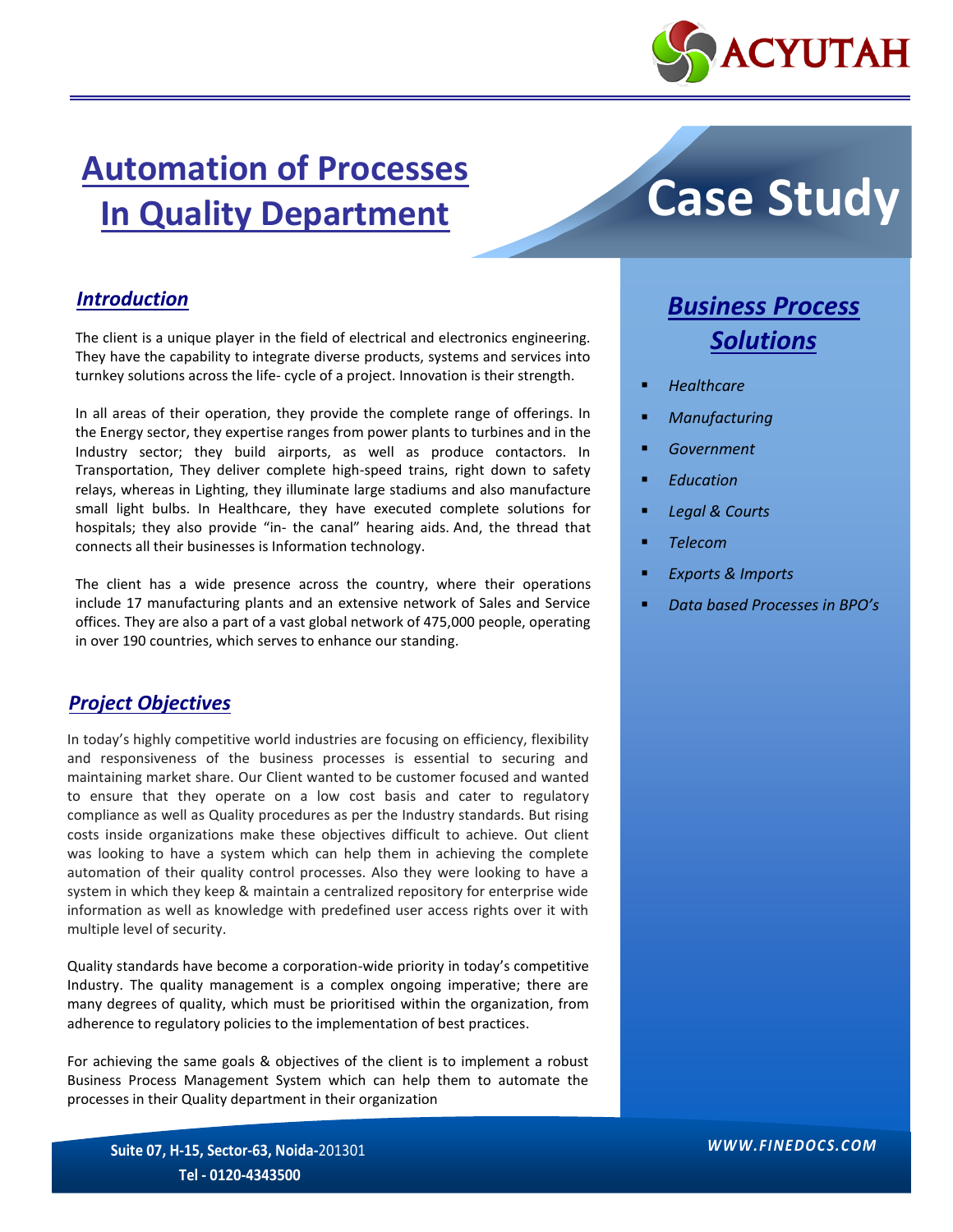ACYUTAH

# Automation of Processes In Quality Department

# Case Study

## *Introduction*

The client is a unique player in the field of electrical and electronics engineering. They have the capability to integrate diverse products, systems and services into turnkey solutions across the life- cycle of a project. Innovation is their strength.

In all areas of their operation, they provide the complete range of offerings. In the Energy sector, they expertise ranges from power plants to turbines and in the Industry sector; they build airports, as well as produce contactors. In Transportation, They deliver complete high-speed trains, right down to safety relays, whereas in Lighting, they illuminate large stadiums and also manufacture small light bulbs. In Healthcare, they have executed complete solutions for hospitals; they also provide "in- the canal" hearing aids. And, the thread that connects all their businesses is Information technology.

The client has a wide presence across the country, where their operations include 17 manufacturing plants and an extensive network of Sales and Service offices. They are also a part of a vast global network of 475,000 people, operating in over 190 countries, which serves to enhance our standing.

## *Project Objectives*

In today's highly competitive world industries are focusing on efficiency, flexibility and responsiveness of the business processes is essential to securing and maintaining market share. Our Client wanted to be customer focused and wanted to ensure that they operate on a low cost basis and cater to regulatory compliance as well as Quality procedures as per the Industry standards. But rising costs inside organizations make these objectives difficult to achieve. Out client was looking to have a system which can help them in achieving the complete automation of their quality control processes. Also they were looking to have a system in which they keep & maintain a centralized repository for enterprise wide information as well as knowledge with predefined user access rights over it with multiple level of security.

Quality standards have become a corporation-wide priority in today's competitive Industry. The quality management is a complex ongoing imperative; there are many degrees of quality, which must be prioritised within the organization, from adherence to regulatory policies to the implementation of best practices.

For achieving the same goals & objectives of the client is to implement a robust Business Process Management System which can help them to automate the processes in their Quality department in their organization

## *Business Process Solutions*

- *Healthcare*
- *Manufacturing*
- *Government*
- *Education*
- *Legal & Courts*
- *Telecom*
- *Exports & Imports*
- *Data based Processes in BPO's*

**Suite 07, H-15, Sector-63, Noida-**201301
**Tel - 0120-4343500**

***WWW.FINEDOCS.COM***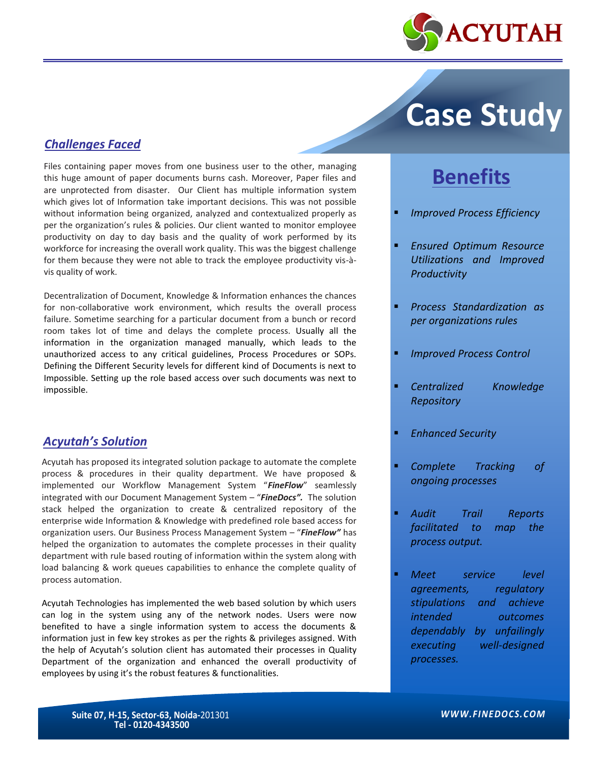# Case Study

## *Challenges Faced*

Files containing paper moves from one business user to the other, managing this huge amount of paper documents burns cash. Moreover, Paper files and are unprotected from disaster. Our Client has multiple information system which gives lot of Information take important decisions. This was not possible without information being organized, analyzed and contextualized properly as per the organization's rules & policies. Our client wanted to monitor employee productivity on day to day basis and the quality of work performed by its workforce for increasing the overall work quality. This was the biggest challenge for them because they were not able to track the employee productivity vis-à-vis quality of work.

Decentralization of Document, Knowledge & Information enhances the chances for non-collaborative work environment, which results the overall process failure. Sometime searching for a particular document from a bunch or record room takes lot of time and delays the complete process. Usually all the information in the organization managed manually, which leads to the unauthorized access to any critical guidelines, Process Procedures or SOPs. Defining the Different Security levels for different kind of Documents is next to Impossible. Setting up the role based access over such documents was next to impossible.

## *Acyutah's Solution*

Acyutah has proposed its integrated solution package to automate the complete process & procedures in their quality department. We have proposed & implemented our Workflow Management System "***FineFlow***" seamlessly integrated with our Document Management System – "***FineDocs".*** The solution stack helped the organization to create & centralized repository of the enterprise wide Information & Knowledge with predefined role based access for organization users. Our Business Process Management System – "***FineFlow"*** has helped the organization to automates the complete processes in their quality department with rule based routing of information within the system along with load balancing & work queues capabilities to enhance the complete quality of process automation.

Acyutah Technologies has implemented the web based solution by which users can log in the system using any of the network nodes. Users were now benefited to have a single information system to access the documents & information just in few key strokes as per the rights & privileges assigned. With the help of Acyutah's solution client has automated their processes in Quality Department of the organization and enhanced the overall productivity of employees by using it's the robust features & functionalities.

## Benefits

- *Improved Process Efficiency*
- *Ensured Optimum Resource Utilizations and Improved Productivity*
- *Process Standardization as per organizations rules*
- *Improved Process Control*
- *Centralized Knowledge Repository*
- *Enhanced Security*
- *Complete Tracking of ongoing processes*
- *Audit Trail Reports facilitated to map the process output.*
- *Meet service level agreements, regulatory stipulations and achieve intended outcomes dependably by unfailingly executing well-designed processes.*

**Suite 07, H-15, Sector-63, Noida-**201301
**Tel - 0120-4343500**

***WWW.FINEDOCS.COM***